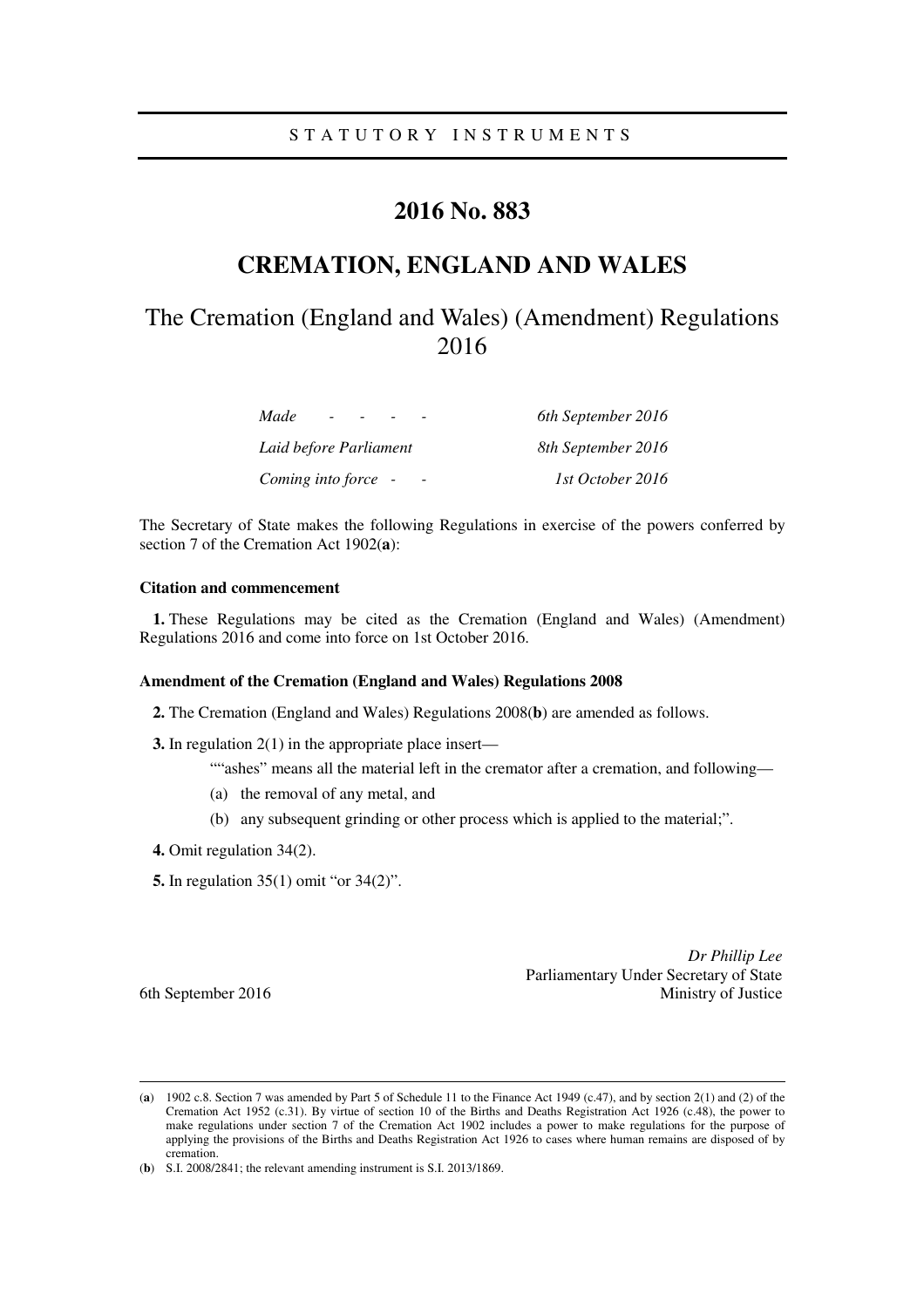STATUTORY INSTRUMENTS

# 2016 No. 883

# CREMATION, ENGLAND AND WALES

## The Cremation (England and Wales) (Amendment) Regulations 2016

| | |
|---|---|
| *Made - - - -* | *6th September 2016* |
| *Laid before Parliament* | *8th September 2016* |
| *Coming into force - -* | *1st October 2016* |

The Secretary of State makes the following Regulations in exercise of the powers conferred by section 7 of the Cremation Act 1902(**a**):

**Citation and commencement**

**1.** These Regulations may be cited as the Cremation (England and Wales) (Amendment) Regulations 2016 and come into force on 1st October 2016.

**Amendment of the Cremation (England and Wales) Regulations 2008**

**2.** The Cremation (England and Wales) Regulations 2008(**b**) are amended as follows.

**3.** In regulation 2(1) in the appropriate place insert—

""ashes" means all the material left in the cremator after a cremation, and following—

(a) the removal of any metal, and

(b) any subsequent grinding or other process which is applied to the material;".

**4.** Omit regulation 34(2).

**5.** In regulation 35(1) omit "or 34(2)".

*Dr Phillip Lee*
Parliamentary Under Secretary of State
Ministry of Justice

6th September 2016

---

(**a**) 1902 c.8. Section 7 was amended by Part 5 of Schedule 11 to the Finance Act 1949 (c.47), and by section 2(1) and (2) of the Cremation Act 1952 (c.31). By virtue of section 10 of the Births and Deaths Registration Act 1926 (c.48), the power to make regulations under section 7 of the Cremation Act 1902 includes a power to make regulations for the purpose of applying the provisions of the Births and Deaths Registration Act 1926 to cases where human remains are disposed of by cremation.

(**b**) S.I. 2008/2841; the relevant amending instrument is S.I. 2013/1869.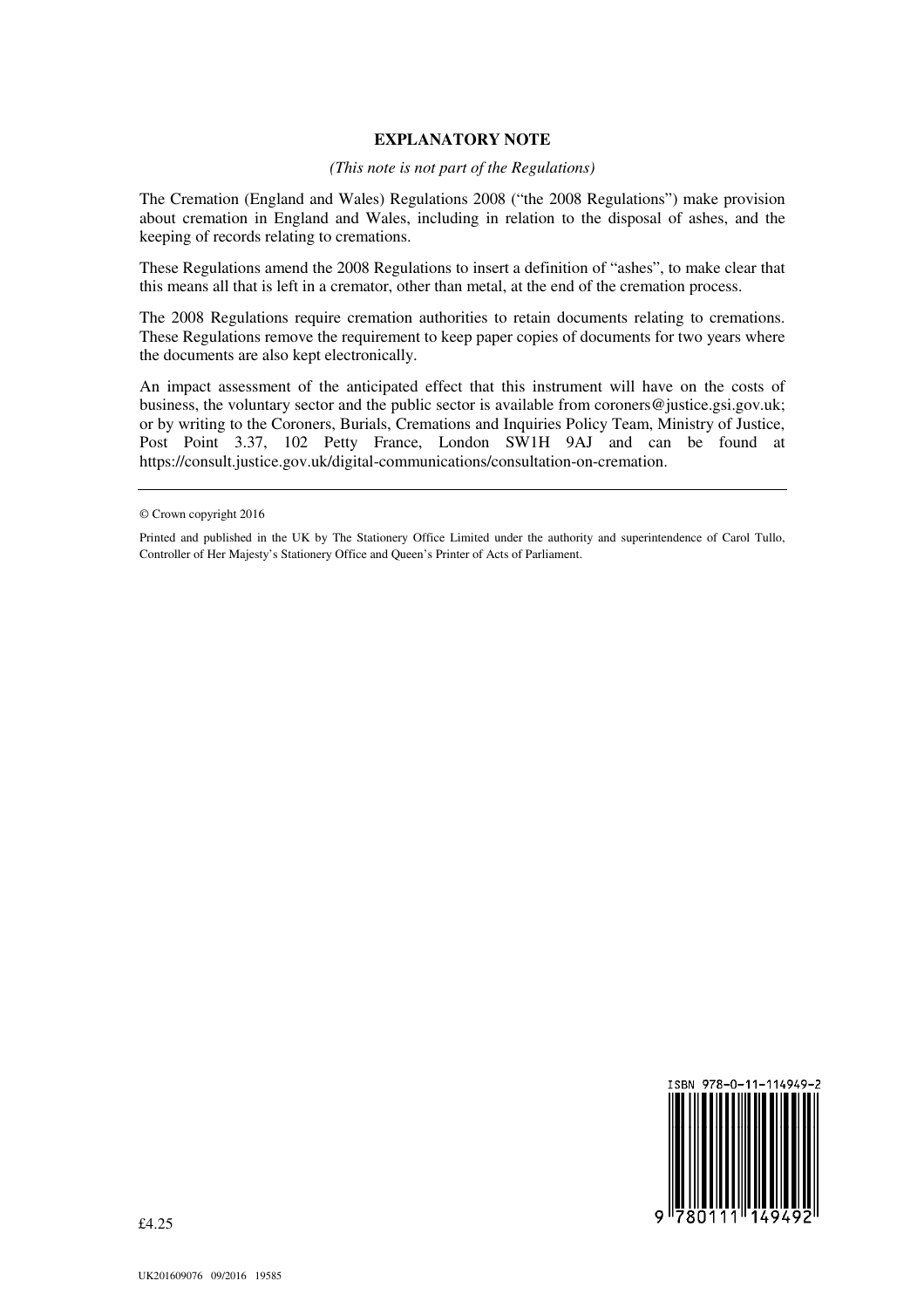## EXPLANATORY NOTE

*(This note is not part of the Regulations)*

The Cremation (England and Wales) Regulations 2008 ("the 2008 Regulations") make provision about cremation in England and Wales, including in relation to the disposal of ashes, and the keeping of records relating to cremations.

These Regulations amend the 2008 Regulations to insert a definition of "ashes", to make clear that this means all that is left in a cremator, other than metal, at the end of the cremation process.

The 2008 Regulations require cremation authorities to retain documents relating to cremations. These Regulations remove the requirement to keep paper copies of documents for two years where the documents are also kept electronically.

An impact assessment of the anticipated effect that this instrument will have on the costs of business, the voluntary sector and the public sector is available from coroners@justice.gsi.gov.uk; or by writing to the Coroners, Burials, Cremations and Inquiries Policy Team, Ministry of Justice, Post Point 3.37, 102 Petty France, London SW1H 9AJ and can be found at https://consult.justice.gov.uk/digital-communications/consultation-on-cremation.

---

© Crown copyright 2016

Printed and published in the UK by The Stationery Office Limited under the authority and superintendence of Carol Tullo, Controller of Her Majesty's Stationery Office and Queen's Printer of Acts of Parliament.

ISBN 978-0-11-114949-2

£4.25

UK201609076 09/2016 19585